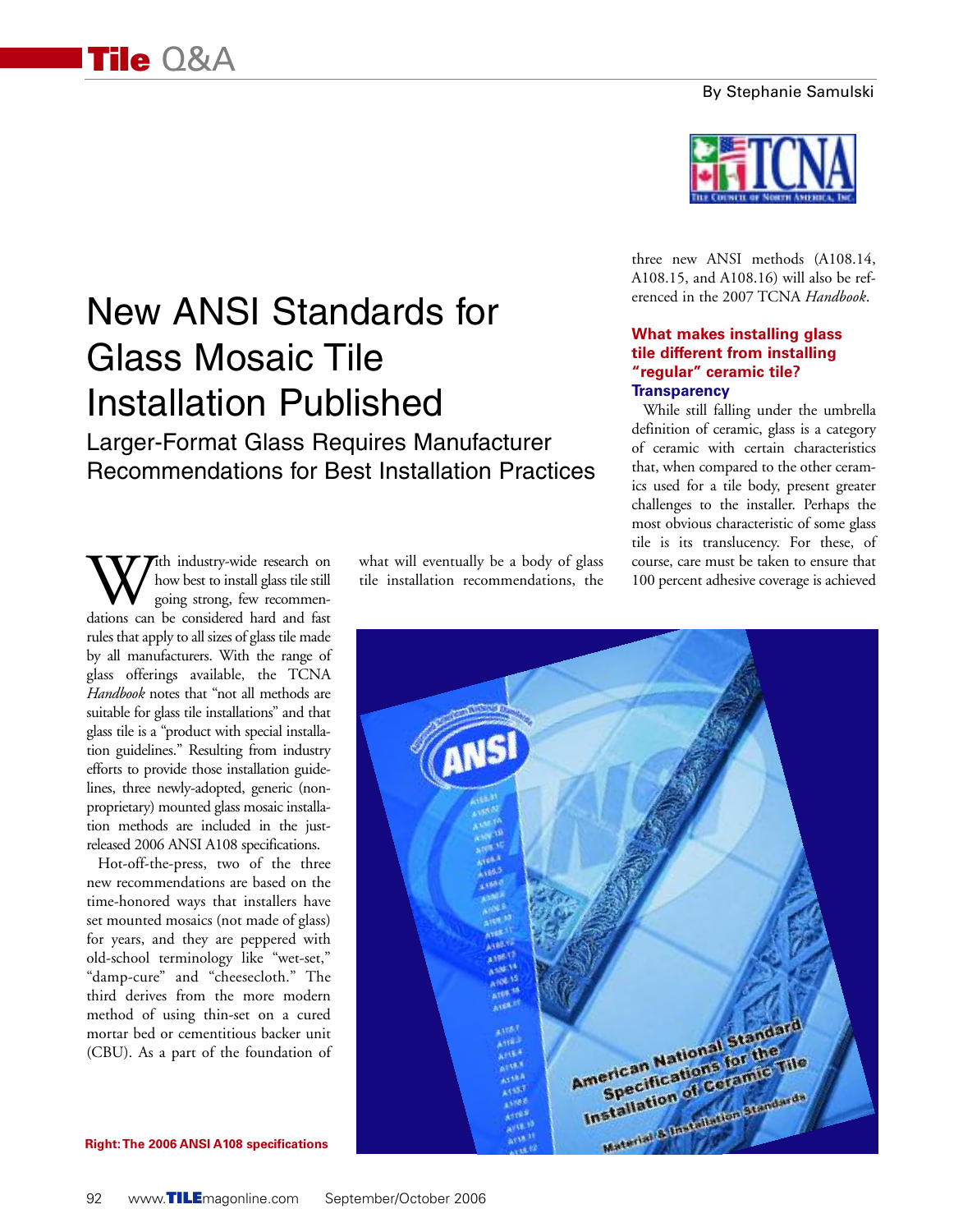# New ANSI Standards for Glass Mosaic Tile Installation Published

## Larger-Format Glass Requires Manufacturer Recommendations for Best Installation Practices

By Stephanie Samulski

With industry-wide research on how best to install glass tile still going strong, few recommendations can be considered hard and fast rules that apply to all sizes of glass tile made by all manufacturers. With the range of glass offerings available, the TCNA *Handbook* notes that "not all methods are suitable for glass tile installations" and that glass tile is a "product with special installation guidelines." Resulting from industry efforts to provide those installation guidelines, three newly-adopted, generic (non-proprietary) mounted glass mosaic installation methods are included in the just-released 2006 ANSI A108 specifications.

Hot-off-the-press, two of the three new recommendations are based on the time-honored ways that installers have set mounted mosaics (not made of glass) for years, and they are peppered with old-school terminology like "wet-set," "damp-cure" and "cheesecloth." The third derives from the more modern method of using thin-set on a cured mortar bed or cementitious backer unit (CBU). As a part of the foundation of what will eventually be a body of glass tile installation recommendations, the three new ANSI methods (A108.14, A108.15, and A108.16) will also be referenced in the 2007 TCNA *Handbook*.

### What makes installing glass tile different from installing "regular" ceramic tile?

#### Transparency

While still falling under the umbrella definition of ceramic, glass is a category of ceramic with certain characteristics that, when compared to the other ceramics used for a tile body, present greater challenges to the installer. Perhaps the most obvious characteristic of some glass tile is its translucency. For these, of course, care must be taken to ensure that 100 percent adhesive coverage is achieved

Right: The 2006 ANSI A108 specifications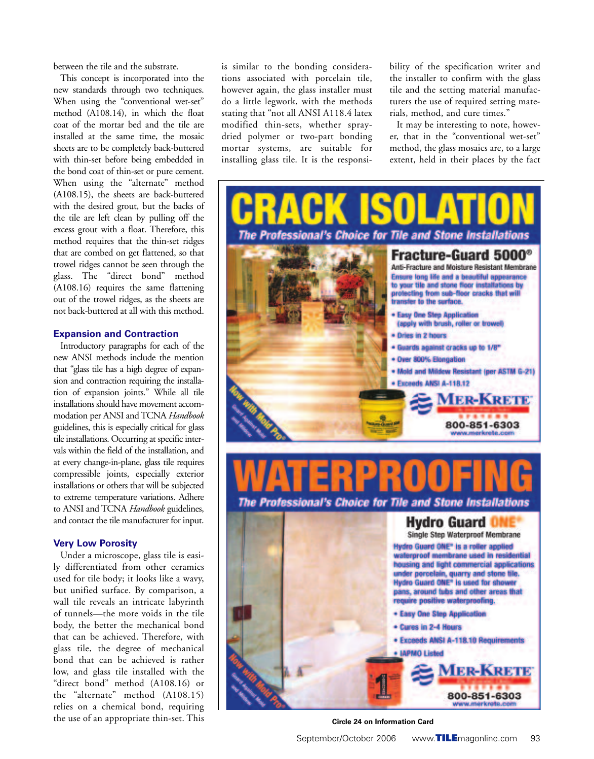between the tile and the substrate.

This concept is incorporated into the new standards through two techniques. When using the "conventional wet-set" method (A108.14), in which the float coat of the mortar bed and the tile are installed at the same time, the mosaic sheets are to be completely back-buttered with thin-set before being embedded in the bond coat of thin-set or pure cement. When using the "alternate" method (A108.15), the sheets are back-buttered with the desired grout, but the backs of the tile are left clean by pulling off the excess grout with a float. Therefore, this method requires that the thin-set ridges that are combed on get flattened, so that trowel ridges cannot be seen through the glass. The "direct bond" method (A108.16) requires the same flattening out of the trowel ridges, as the sheets are not back-buttered at all with this method.

### Expansion and Contraction

Introductory paragraphs for each of the new ANSI methods include the mention that "glass tile has a high degree of expansion and contraction requiring the installation of expansion joints." While all tile installations should have movement accommodation per ANSI and TCNA *Handbook* guidelines, this is especially critical for glass tile installations. Occurring at specific intervals within the field of the installation, and at every change-in-plane, glass tile requires compressible joints, especially exterior installations or others that will be subjected to extreme temperature variations. Adhere to ANSI and TCNA *Handbook* guidelines, and contact the tile manufacturer for input.

### Very Low Porosity

Under a microscope, glass tile is easily differentiated from other ceramics used for tile body; it looks like a wavy, but unified surface. By comparison, a wall tile reveals an intricate labyrinth of tunnels—the more voids in the tile body, the better the mechanical bond that can be achieved. Therefore, with glass tile, the degree of mechanical bond that can be achieved is rather low, and glass tile installed with the "direct bond" method (A108.16) or the "alternate" method (A108.15) relies on a chemical bond, requiring the use of an appropriate thin-set. This is similar to the bonding considerations associated with porcelain tile, however again, the glass installer must do a little legwork, with the methods stating that "not all ANSI A118.4 latex modified thin-sets, whether spray-dried polymer or two-part bonding mortar systems, are suitable for installing glass tile. It is the responsibility of the specification writer and the installer to confirm with the glass tile and the setting material manufacturers the use of required setting materials, method, and cure times."

It may be interesting to note, however, that in the "conventional wet-set" method, the glass mosaics are, to a large extent, held in their places by the fact

# CRACK ISOLATION

*The Professional's Choice for Tile and Stone Installations*

**Fracture-Guard 5000®**

Anti-Fracture and Moisture Resistant Membrane

Ensure long life and a beautiful appearance to your tile and stone floor installations by protecting from sub-floor cracks that will transfer to the surface.

- Easy One Step Application (apply with brush, roller or trowel)
- Dries in 2 hours
- Guards against cracks up to 1/8"
- Over 800% Elongation
- Mold and Mildew Resistant (per ASTM G-21)
- Exceeds ANSI A-118.12

Now with Mold Pro® Guard Against Mold and Mildew

MER-KRETE SYSTEMS

800-851-6303

www.merkrete.com

# WATERPROOFING

*The Professional's Choice for Tile and Stone Installations*

**Hydro Guard ONE®**

Single Step Waterproof Membrane

Hydro Guard ONE® is a roller applied waterproof membrane used in residential housing and light commercial applications under porcelain, quarry and stone tile. Hydro Guard ONE® is used for shower pans, around tubs and other areas that require positive waterproofing.

- Easy One Step Application
- Cures in 2-4 Hours
- Exceeds ANSI A-118.10 Requirements
- IAPMO Listed

Now with Mold Pro® Guard Against Mold and Mildew

MER-KRETE SYSTEMS

800-851-6303

www.merkrete.com

Circle 24 on Information Card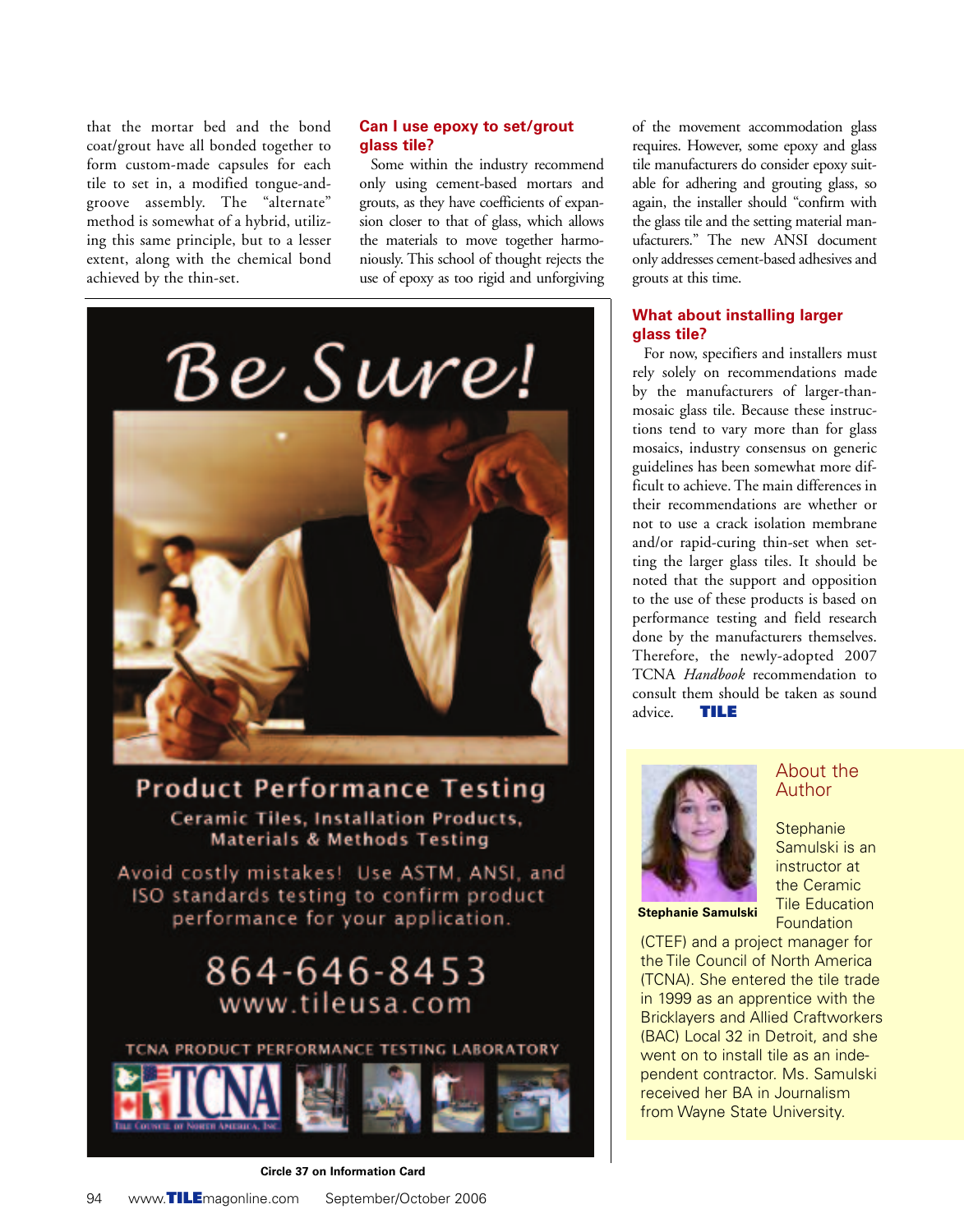that the mortar bed and the bond coat/grout have all bonded together to form custom-made capsules for each tile to set in, a modified tongue-and-groove assembly. The "alternate" method is somewhat of a hybrid, utilizing this same principle, but to a lesser extent, along with the chemical bond achieved by the thin-set.

## Can I use epoxy to set/grout glass tile?

Some within the industry recommend only using cement-based mortars and grouts, as they have coefficients of expansion closer to that of glass, which allows the materials to move together harmoniously. This school of thought rejects the use of epoxy as too rigid and unforgiving of the movement accommodation glass requires. However, some epoxy and glass tile manufacturers do consider epoxy suitable for adhering and grouting glass, so again, the installer should "confirm with the glass tile and the setting material manufacturers." The new ANSI document only addresses cement-based adhesives and grouts at this time.

## What about installing larger glass tile?

For now, specifiers and installers must rely solely on recommendations made by the manufacturers of larger-than-mosaic glass tile. Because these instructions tend to vary more than for glass mosaics, industry consensus on generic guidelines has been somewhat more difficult to achieve. The main differences in their recommendations are whether or not to use a crack isolation membrane and/or rapid-curing thin-set when setting the larger glass tiles. It should be noted that the support and opposition to the use of these products is based on performance testing and field research done by the manufacturers themselves. Therefore, the newly-adopted 2007 TCNA *Handbook* recommendation to consult them should be taken as sound advice. **TILE**

Be Sure!

Product Performance Testing

Ceramic Tiles, Installation Products, Materials & Methods Testing

Avoid costly mistakes! Use ASTM, ANSI, and ISO standards testing to confirm product performance for your application.

864-646-8453

www.tileusa.com

TCNA PRODUCT PERFORMANCE TESTING LABORATORY

Circle 37 on Information Card

### About the Author

Stephanie Samulski

Stephanie Samulski is an instructor at the Ceramic Tile Education Foundation (CTEF) and a project manager for the Tile Council of North America (TCNA). She entered the tile trade in 1999 as an apprentice with the Bricklayers and Allied Craftworkers (BAC) Local 32 in Detroit, and she went on to install tile as an independent contractor. Ms. Samulski received her BA in Journalism from Wayne State University.